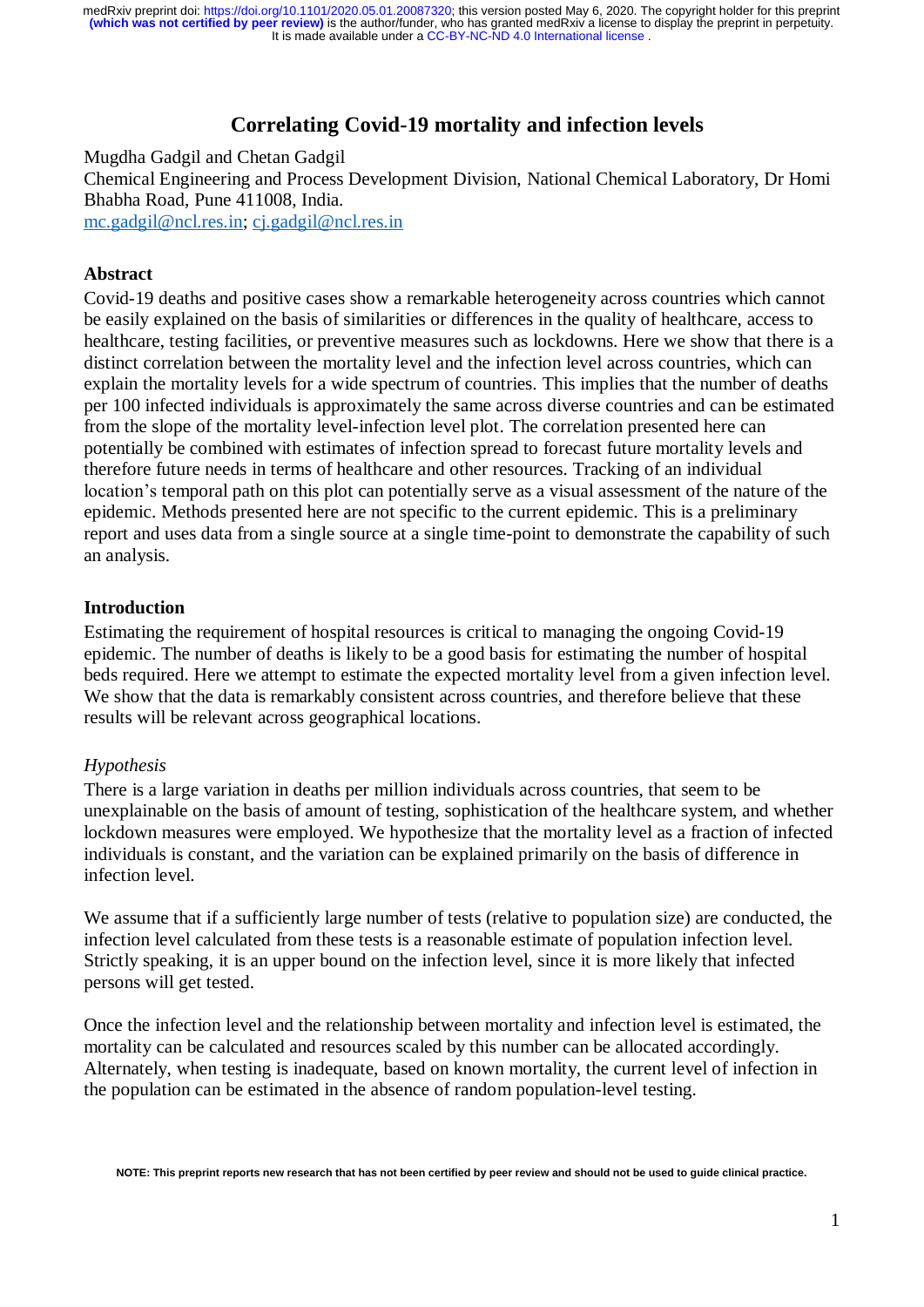# Correlating Covid-19 mortality and infection levels

Mugdha Gadgil and Chetan Gadgil

Chemical Engineering and Process Development Division, National Chemical Laboratory, Dr Homi Bhabha Road, Pune 411008, India.

mc.gadgil@ncl.res.in; cj.gadgil@ncl.res.in

## Abstract

Covid-19 deaths and positive cases show a remarkable heterogeneity across countries which cannot be easily explained on the basis of similarities or differences in the quality of healthcare, access to healthcare, testing facilities, or preventive measures such as lockdowns. Here we show that there is a distinct correlation between the mortality level and the infection level across countries, which can explain the mortality levels for a wide spectrum of countries. This implies that the number of deaths per 100 infected individuals is approximately the same across diverse countries and can be estimated from the slope of the mortality level-infection level plot. The correlation presented here can potentially be combined with estimates of infection spread to forecast future mortality levels and therefore future needs in terms of healthcare and other resources. Tracking of an individual location's temporal path on this plot can potentially serve as a visual assessment of the nature of the epidemic. Methods presented here are not specific to the current epidemic. This is a preliminary report and uses data from a single source at a single time-point to demonstrate the capability of such an analysis.

## Introduction

Estimating the requirement of hospital resources is critical to managing the ongoing Covid-19 epidemic. The number of deaths is likely to be a good basis for estimating the number of hospital beds required. Here we attempt to estimate the expected mortality level from a given infection level. We show that the data is remarkably consistent across countries, and therefore believe that these results will be relevant across geographical locations.

### *Hypothesis*

There is a large variation in deaths per million individuals across countries, that seem to be unexplainable on the basis of amount of testing, sophistication of the healthcare system, and whether lockdown measures were employed. We hypothesize that the mortality level as a fraction of infected individuals is constant, and the variation can be explained primarily on the basis of difference in infection level.

We assume that if a sufficiently large number of tests (relative to population size) are conducted, the infection level calculated from these tests is a reasonable estimate of population infection level. Strictly speaking, it is an upper bound on the infection level, since it is more likely that infected persons will get tested.

Once the infection level and the relationship between mortality and infection level is estimated, the mortality can be calculated and resources scaled by this number can be allocated accordingly. Alternately, when testing is inadequate, based on known mortality, the current level of infection in the population can be estimated in the absence of random population-level testing.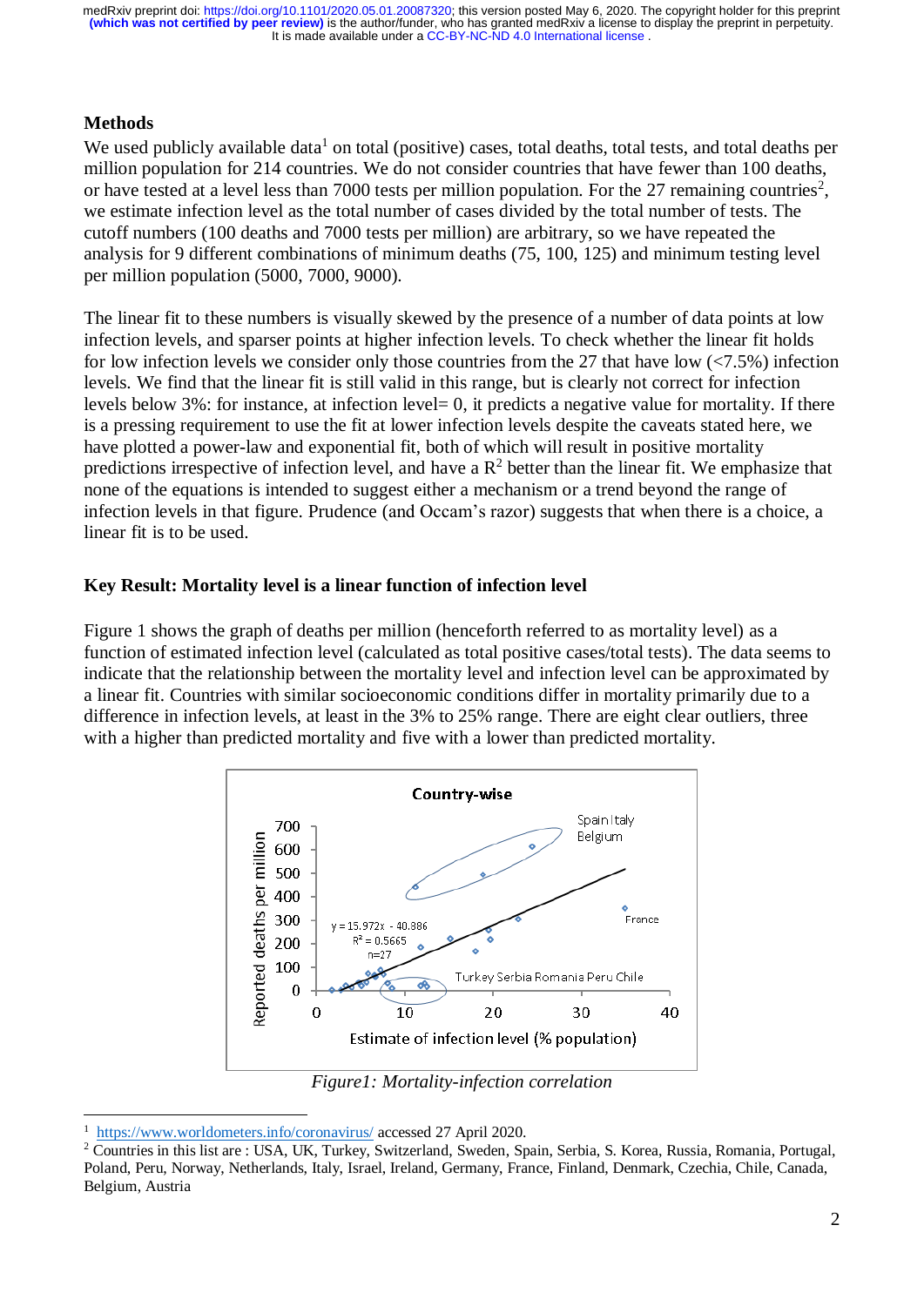## Methods

We used publicly available data[1] on total (positive) cases, total deaths, total tests, and total deaths per million population for 214 countries. We do not consider countries that have fewer than 100 deaths, or have tested at a level less than 7000 tests per million population. For the 27 remaining countries[2], we estimate infection level as the total number of cases divided by the total number of tests. The cutoff numbers (100 deaths and 7000 tests per million) are arbitrary, so we have repeated the analysis for 9 different combinations of minimum deaths (75, 100, 125) and minimum testing level per million population (5000, 7000, 9000).

The linear fit to these numbers is visually skewed by the presence of a number of data points at low infection levels, and sparser points at higher infection levels. To check whether the linear fit holds for low infection levels we consider only those countries from the 27 that have low (<7.5%) infection levels. We find that the linear fit is still valid in this range, but is clearly not correct for infection levels below 3%: for instance, at infection level= 0, it predicts a negative value for mortality. If there is a pressing requirement to use the fit at lower infection levels despite the caveats stated here, we have plotted a power-law and exponential fit, both of which will result in positive mortality predictions irrespective of infection level, and have a $R^2$ better than the linear fit. We emphasize that none of the equations is intended to suggest either a mechanism or a trend beyond the range of infection levels in that figure. Prudence (and Occam's razor) suggests that when there is a choice, a linear fit is to be used.

## Key Result: Mortality level is a linear function of infection level

Figure 1 shows the graph of deaths per million (henceforth referred to as mortality level) as a function of estimated infection level (calculated as total positive cases/total tests). The data seems to indicate that the relationship between the mortality level and infection level can be approximated by a linear fit. Countries with similar socioeconomic conditions differ in mortality primarily due to a difference in infection levels, at least in the 3% to 25% range. There are eight clear outliers, three with a higher than predicted mortality and five with a lower than predicted mortality.

*Figure1: Mortality-infection correlation*

[1] https://www.worldometers.info/coronavirus/ accessed 27 April 2020.

[2] Countries in this list are : USA, UK, Turkey, Switzerland, Sweden, Spain, Serbia, S. Korea, Russia, Romania, Portugal, Poland, Peru, Norway, Netherlands, Italy, Israel, Ireland, Germany, France, Finland, Denmark, Czechia, Chile, Canada, Belgium, Austria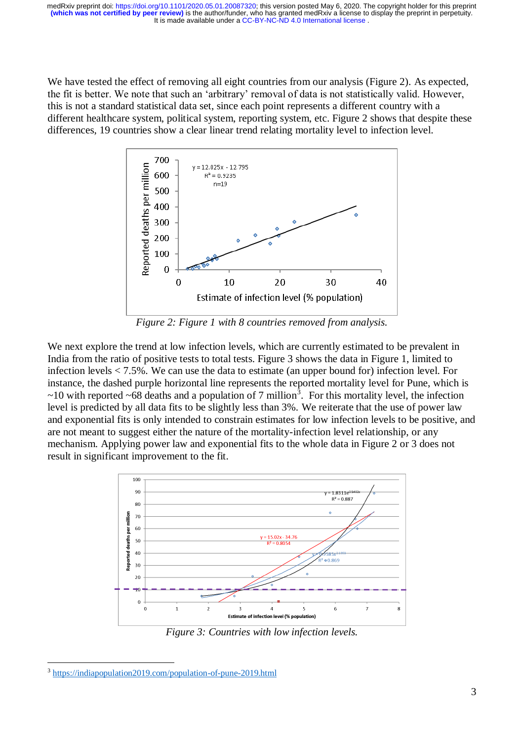We have tested the effect of removing all eight countries from our analysis (Figure 2). As expected, the fit is better. We note that such an 'arbitrary' removal of data is not statistically valid. However, this is not a standard statistical data set, since each point represents a different country with a different healthcare system, political system, reporting system, etc. Figure 2 shows that despite these differences, 19 countries show a clear linear trend relating mortality level to infection level.

*Figure 2: Figure 1 with 8 countries removed from analysis.*

We next explore the trend at low infection levels, which are currently estimated to be prevalent in India from the ratio of positive tests to total tests. Figure 3 shows the data in Figure 1, limited to infection levels < 7.5%. We can use the data to estimate (an upper bound for) infection level. For instance, the dashed purple horizontal line represents the reported mortality level for Pune, which is ~10 with reported ~68 deaths and a population of 7 million[3]. For this mortality level, the infection level is predicted by all data fits to be slightly less than 3%. We reiterate that the use of power law and exponential fits is only intended to constrain estimates for low infection levels to be positive, and are not meant to suggest either the nature of the mortality-infection level relationship, or any mechanism. Applying power law and exponential fits to the whole data in Figure 2 or 3 does not result in significant improvement to the fit.

*Figure 3: Countries with low infection levels.*

---

[3] https://indiapopulation2019.com/population-of-pune-2019.html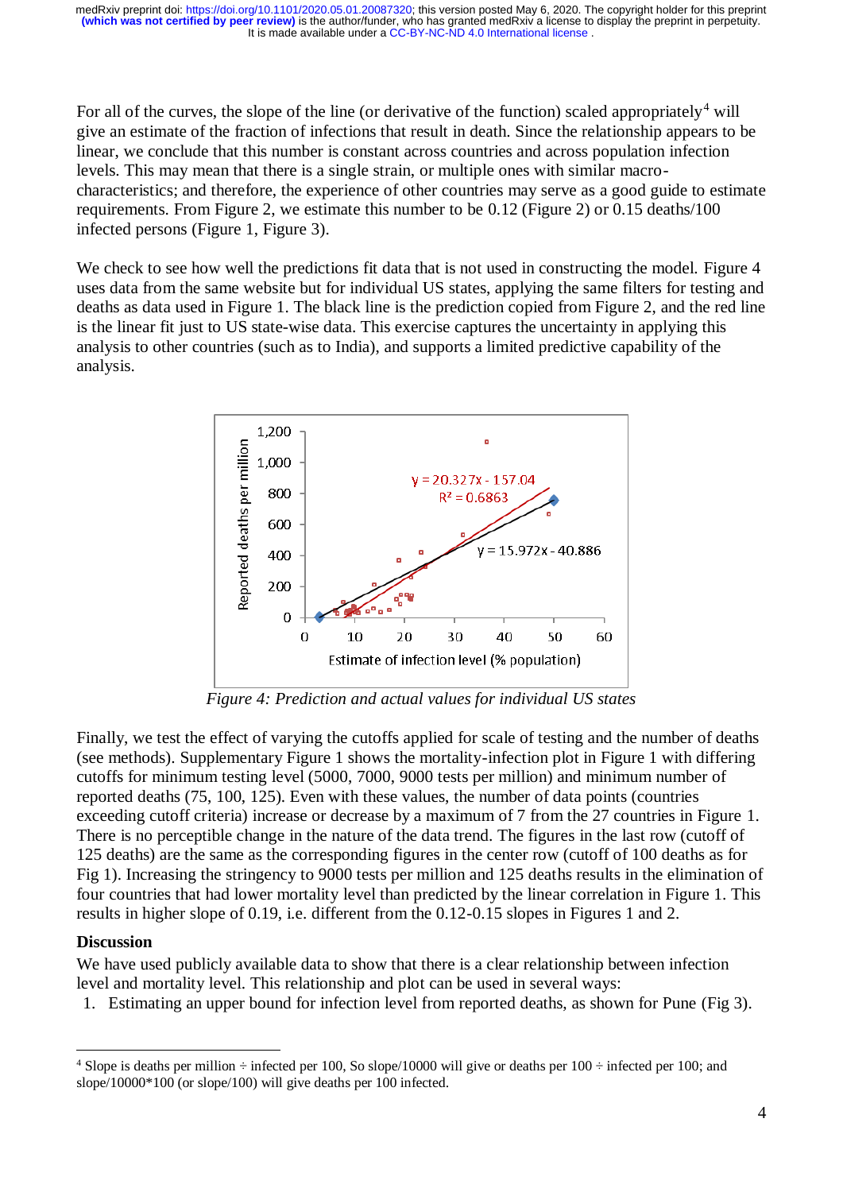For all of the curves, the slope of the line (or derivative of the function) scaled appropriately[4] will give an estimate of the fraction of infections that result in death. Since the relationship appears to be linear, we conclude that this number is constant across countries and across population infection levels. This may mean that there is a single strain, or multiple ones with similar macro-characteristics; and therefore, the experience of other countries may serve as a good guide to estimate requirements. From Figure 2, we estimate this number to be 0.12 (Figure 2) or 0.15 deaths/100 infected persons (Figure 1, Figure 3).

We check to see how well the predictions fit data that is not used in constructing the model. Figure 4 uses data from the same website but for individual US states, applying the same filters for testing and deaths as data used in Figure 1. The black line is the prediction copied from Figure 2, and the red line is the linear fit just to US state-wise data. This exercise captures the uncertainty in applying this analysis to other countries (such as to India), and supports a limited predictive capability of the analysis.

*Figure 4: Prediction and actual values for individual US states*

Finally, we test the effect of varying the cutoffs applied for scale of testing and the number of deaths (see methods). Supplementary Figure 1 shows the mortality-infection plot in Figure 1 with differing cutoffs for minimum testing level (5000, 7000, 9000 tests per million) and minimum number of reported deaths (75, 100, 125). Even with these values, the number of data points (countries exceeding cutoff criteria) increase or decrease by a maximum of 7 from the 27 countries in Figure 1. There is no perceptible change in the nature of the data trend. The figures in the last row (cutoff of 125 deaths) are the same as the corresponding figures in the center row (cutoff of 100 deaths as for Fig 1). Increasing the stringency to 9000 tests per million and 125 deaths results in the elimination of four countries that had lower mortality level than predicted by the linear correlation in Figure 1. This results in higher slope of 0.19, i.e. different from the 0.12-0.15 slopes in Figures 1 and 2.

## Discussion

We have used publicly available data to show that there is a clear relationship between infection level and mortality level. This relationship and plot can be used in several ways:

1. Estimating an upper bound for infection level from reported deaths, as shown for Pune (Fig 3).

---

[4] Slope is deaths per million ÷ infected per 100, So slope/10000 will give or deaths per 100 ÷ infected per 100; and slope/10000*100 (or slope/100) will give deaths per 100 infected.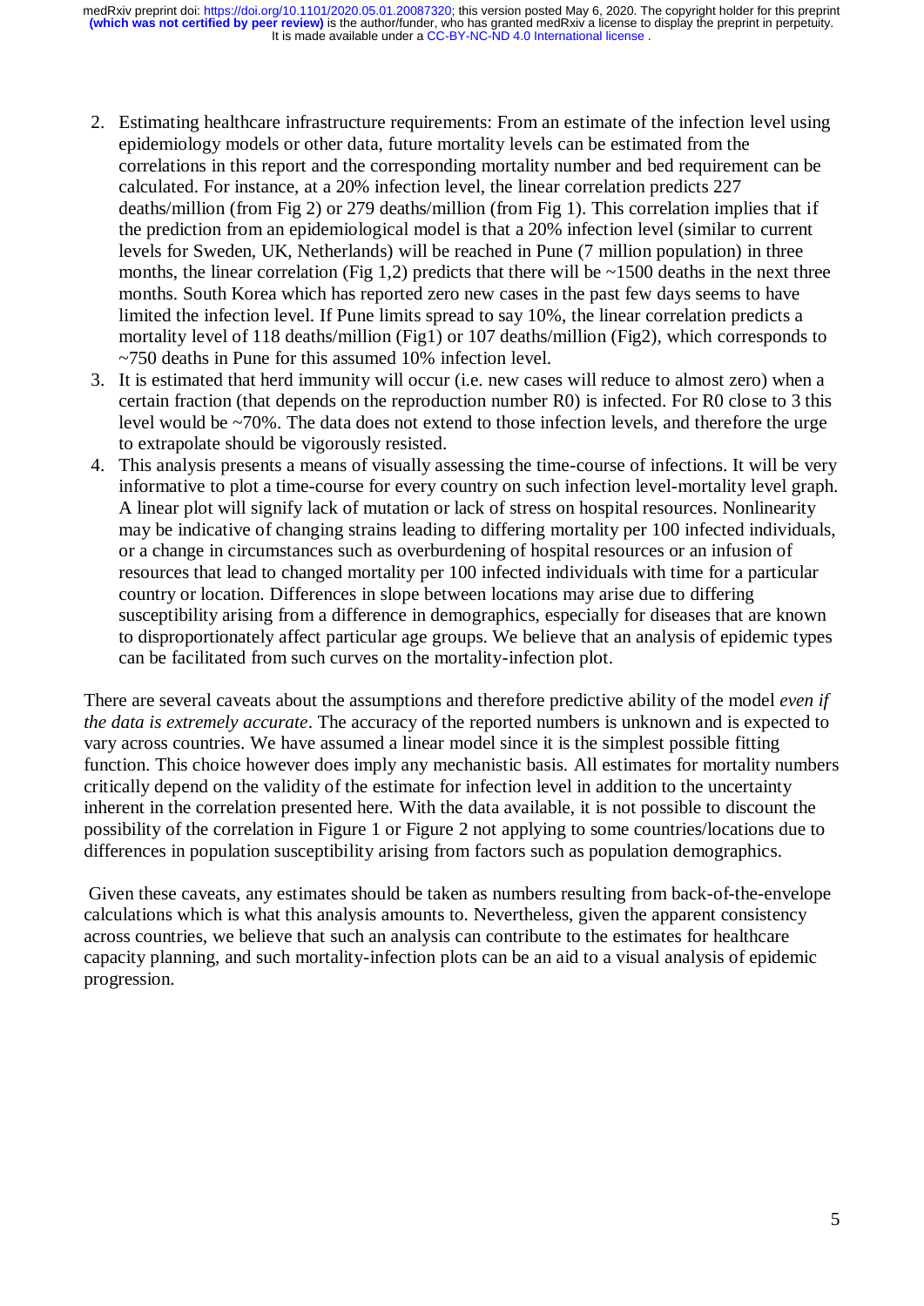2. Estimating healthcare infrastructure requirements: From an estimate of the infection level using epidemiology models or other data, future mortality levels can be estimated from the correlations in this report and the corresponding mortality number and bed requirement can be calculated. For instance, at a 20% infection level, the linear correlation predicts 227 deaths/million (from Fig 2) or 279 deaths/million (from Fig 1). This correlation implies that if the prediction from an epidemiological model is that a 20% infection level (similar to current levels for Sweden, UK, Netherlands) will be reached in Pune (7 million population) in three months, the linear correlation (Fig 1,2) predicts that there will be ~1500 deaths in the next three months. South Korea which has reported zero new cases in the past few days seems to have limited the infection level. If Pune limits spread to say 10%, the linear correlation predicts a mortality level of 118 deaths/million (Fig1) or 107 deaths/million (Fig2), which corresponds to ~750 deaths in Pune for this assumed 10% infection level.
3. It is estimated that herd immunity will occur (i.e. new cases will reduce to almost zero) when a certain fraction (that depends on the reproduction number R0) is infected. For R0 close to 3 this level would be ~70%. The data does not extend to those infection levels, and therefore the urge to extrapolate should be vigorously resisted.
4. This analysis presents a means of visually assessing the time-course of infections. It will be very informative to plot a time-course for every country on such infection level-mortality level graph. A linear plot will signify lack of mutation or lack of stress on hospital resources. Nonlinearity may be indicative of changing strains leading to differing mortality per 100 infected individuals, or a change in circumstances such as overburdening of hospital resources or an infusion of resources that lead to changed mortality per 100 infected individuals with time for a particular country or location. Differences in slope between locations may arise due to differing susceptibility arising from a difference in demographics, especially for diseases that are known to disproportionately affect particular age groups. We believe that an analysis of epidemic types can be facilitated from such curves on the mortality-infection plot.

There are several caveats about the assumptions and therefore predictive ability of the model *even if the data is extremely accurate*. The accuracy of the reported numbers is unknown and is expected to vary across countries. We have assumed a linear model since it is the simplest possible fitting function. This choice however does imply any mechanistic basis. All estimates for mortality numbers critically depend on the validity of the estimate for infection level in addition to the uncertainty inherent in the correlation presented here. With the data available, it is not possible to discount the possibility of the correlation in Figure 1 or Figure 2 not applying to some countries/locations due to differences in population susceptibility arising from factors such as population demographics.

Given these caveats, any estimates should be taken as numbers resulting from back-of-the-envelope calculations which is what this analysis amounts to. Nevertheless, given the apparent consistency across countries, we believe that such an analysis can contribute to the estimates for healthcare capacity planning, and such mortality-infection plots can be an aid to a visual analysis of epidemic progression.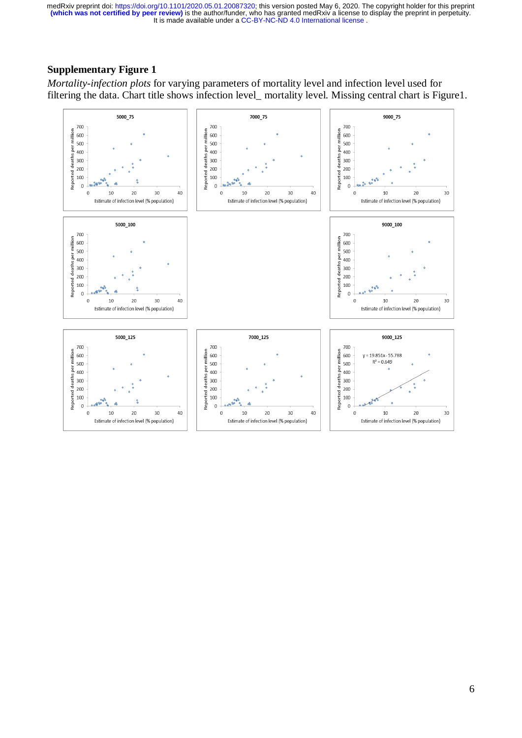## Supplementary Figure 1

*Mortality-infection plots* for varying parameters of mortality level and infection level used for filtering the data. Chart title shows infection level_ mortality level. Missing central chart is Figure1.

5000_75

Reported deaths per million

Estimate of infection level (% population)

7000_75

Reported deaths per million

Estimate of infection level (% population)

9000_75

Reported deaths per million

Estimate of infection level (% population)

5000_100

Reported deaths per million

Estimate of infection level (% population)

9000_100

Reported deaths per million

Estimate of infection level (% population)

5000_125

Reported deaths per million

Estimate of infection level (% population)

7000_125

Reported deaths per million

Estimate of infection level (% population)

9000_125

y = 19.851x - 55.788

$R^2$ = 0.649

Reported deaths per million

Estimate of infection level (% population)